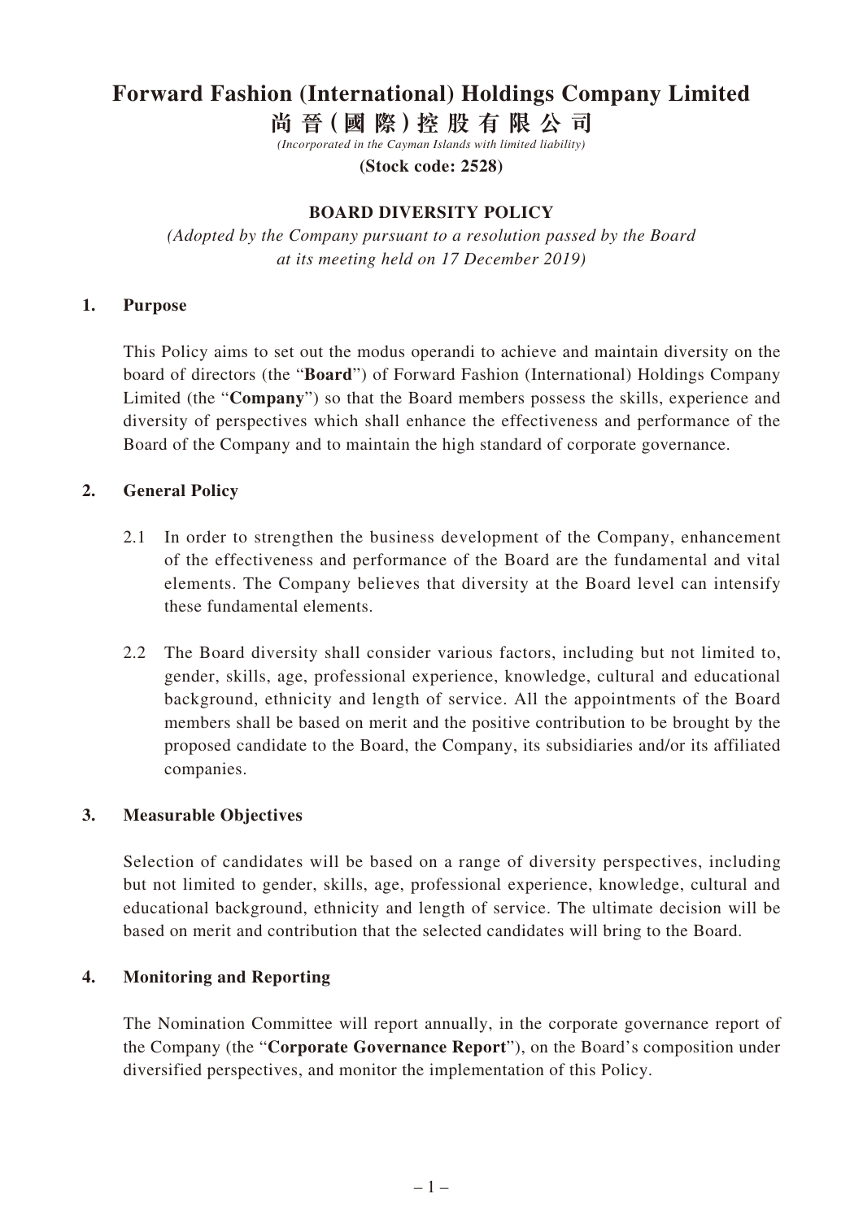# Forward Fashion (International) Holdings Company Limited

# 尚 晉 ( 國 際 ) 控 股 有 限 公 司

*(Incorporated in the Cayman Islands with limited liability)*

**(Stock code: 2528)**

## BOARD DIVERSITY POLICY

*(Adopted by the Company pursuant to a resolution passed by the Board at its meeting held on 17 December 2019)*

### 1. Purpose

This Policy aims to set out the modus operandi to achieve and maintain diversity on the board of directors (the "**Board**") of Forward Fashion (International) Holdings Company Limited (the "**Company**") so that the Board members possess the skills, experience and diversity of perspectives which shall enhance the effectiveness and performance of the Board of the Company and to maintain the high standard of corporate governance.

### 2. General Policy

2.1 In order to strengthen the business development of the Company, enhancement of the effectiveness and performance of the Board are the fundamental and vital elements. The Company believes that diversity at the Board level can intensify these fundamental elements.

2.2 The Board diversity shall consider various factors, including but not limited to, gender, skills, age, professional experience, knowledge, cultural and educational background, ethnicity and length of service. All the appointments of the Board members shall be based on merit and the positive contribution to be brought by the proposed candidate to the Board, the Company, its subsidiaries and/or its affiliated companies.

### 3. Measurable Objectives

Selection of candidates will be based on a range of diversity perspectives, including but not limited to gender, skills, age, professional experience, knowledge, cultural and educational background, ethnicity and length of service. The ultimate decision will be based on merit and contribution that the selected candidates will bring to the Board.

### 4. Monitoring and Reporting

The Nomination Committee will report annually, in the corporate governance report of the Company (the "**Corporate Governance Report**"), on the Board's composition under diversified perspectives, and monitor the implementation of this Policy.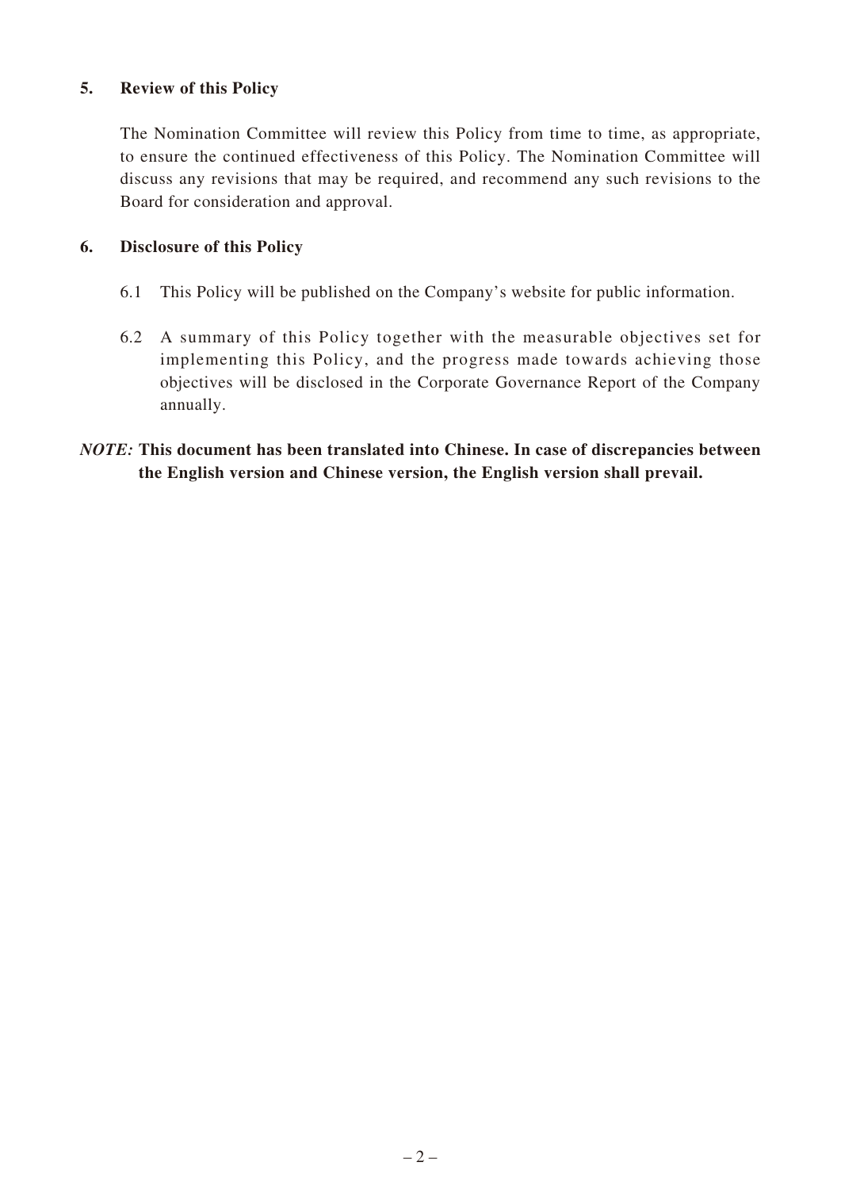## 5. Review of this Policy

The Nomination Committee will review this Policy from time to time, as appropriate, to ensure the continued effectiveness of this Policy. The Nomination Committee will discuss any revisions that may be required, and recommend any such revisions to the Board for consideration and approval.

## 6. Disclosure of this Policy

6.1 This Policy will be published on the Company's website for public information.

6.2 A summary of this Policy together with the measurable objectives set for implementing this Policy, and the progress made towards achieving those objectives will be disclosed in the Corporate Governance Report of the Company annually.

***NOTE:*** **This document has been translated into Chinese. In case of discrepancies between the English version and Chinese version, the English version shall prevail.**